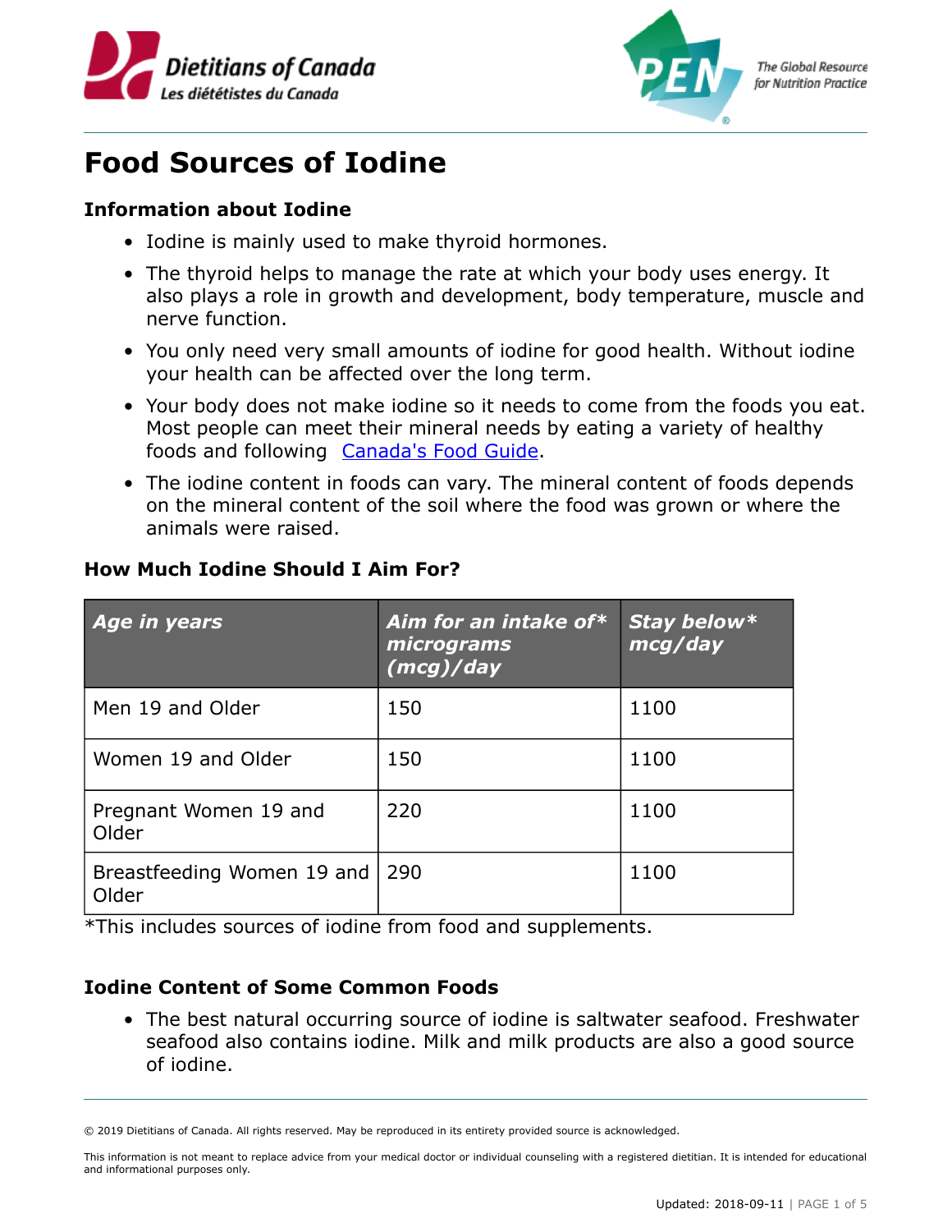# Food Sources of Iodine

## Information about Iodine

- Iodine is mainly used to make thyroid hormones.
- The thyroid helps to manage the rate at which your body uses energy. It also plays a role in growth and development, body temperature, muscle and nerve function.
- You only need very small amounts of iodine for good health. Without iodine your health can be affected over the long term.
- Your body does not make iodine so it needs to come from the foods you eat. Most people can meet their mineral needs by eating a variety of healthy foods and following [Canada's Food Guide](Canada's Food Guide).
- The iodine content in foods can vary. The mineral content of foods depends on the mineral content of the soil where the food was grown or where the animals were raised.

## How Much Iodine Should I Aim For?

| *Age in years* | *Aim for an intake of* micrograms (mcg)/day* | *Stay below* mcg/day* |
|---|---|---|
| Men 19 and Older | 150 | 1100 |
| Women 19 and Older | 150 | 1100 |
| Pregnant Women 19 and Older | 220 | 1100 |
| Breastfeeding Women 19 and Older | 290 | 1100 |

*This includes sources of iodine from food and supplements.

## Iodine Content of Some Common Foods

- The best natural occurring source of iodine is saltwater seafood. Freshwater seafood also contains iodine. Milk and milk products are also a good source of iodine.

© 2019 Dietitians of Canada. All rights reserved. May be reproduced in its entirety provided source is acknowledged.

This information is not meant to replace advice from your medical doctor or individual counseling with a registered dietitian. It is intended for educational and informational purposes only.

Updated: 2018-09-11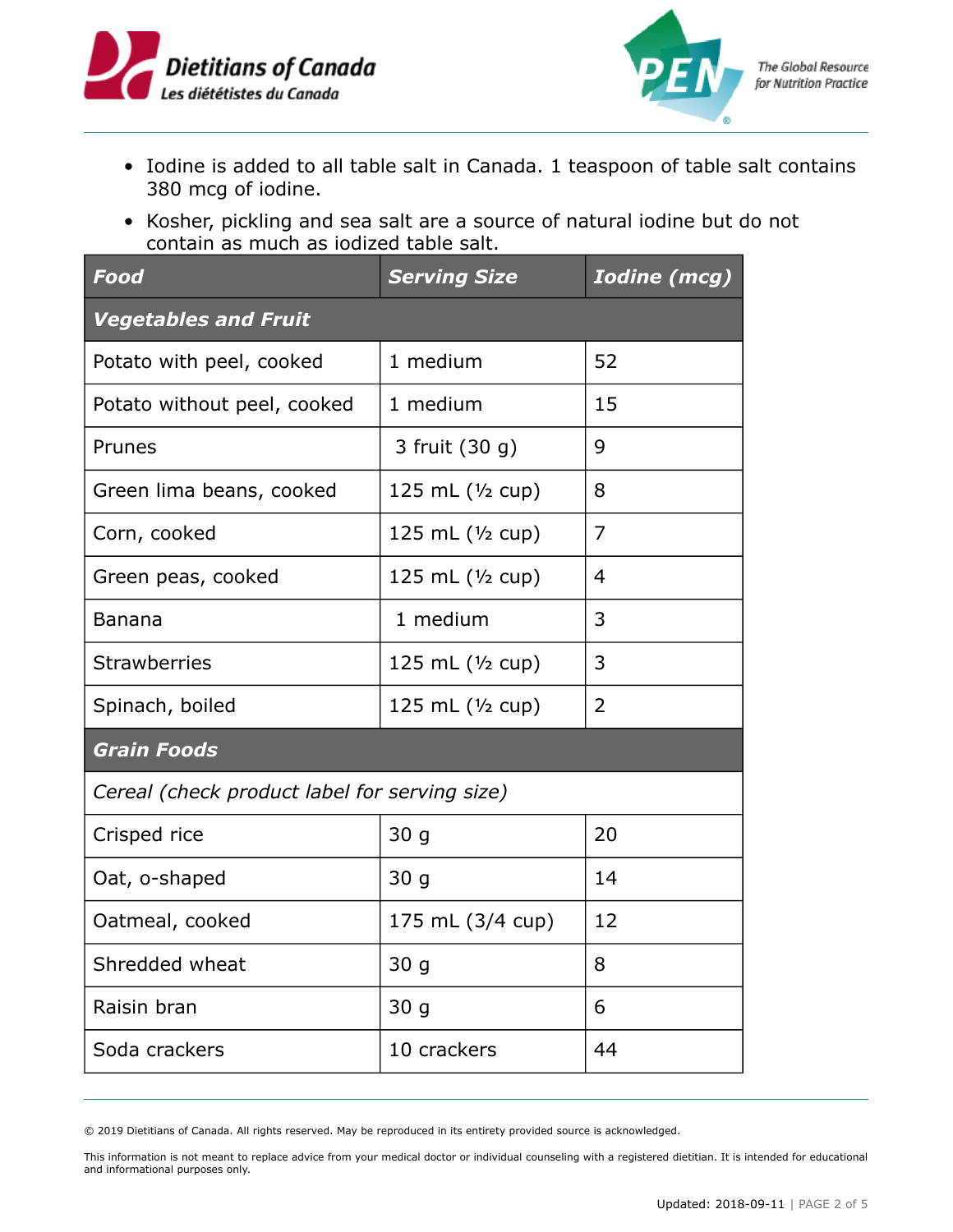- Iodine is added to all table salt in Canada. 1 teaspoon of table salt contains 380 mcg of iodine.
- Kosher, pickling and sea salt are a source of natural iodine but do not contain as much as iodized table salt.

| ***Food*** | ***Serving Size*** | ***Iodine (mcg)*** |
|---|---|---|
| ***Vegetables and Fruit*** | | |
| Potato with peel, cooked | 1 medium | 52 |
| Potato without peel, cooked | 1 medium | 15 |
| Prunes | 3 fruit (30 g) | 9 |
| Green lima beans, cooked | 125 mL (½ cup) | 8 |
| Corn, cooked | 125 mL (½ cup) | 7 |
| Green peas, cooked | 125 mL (½ cup) | 4 |
| Banana | 1 medium | 3 |
| Strawberries | 125 mL (½ cup) | 3 |
| Spinach, boiled | 125 mL (½ cup) | 2 |
| ***Grain Foods*** | | |
| *Cereal (check product label for serving size)* | | |
| Crisped rice | 30 g | 20 |
| Oat, o-shaped | 30 g | 14 |
| Oatmeal, cooked | 175 mL (3/4 cup) | 12 |
| Shredded wheat | 30 g | 8 |
| Raisin bran | 30 g | 6 |
| Soda crackers | 10 crackers | 44 |

© 2019 Dietitians of Canada. All rights reserved. May be reproduced in its entirety provided source is acknowledged.

This information is not meant to replace advice from your medical doctor or individual counseling with a registered dietitian. It is intended for educational and informational purposes only.

Updated: 2018-09-11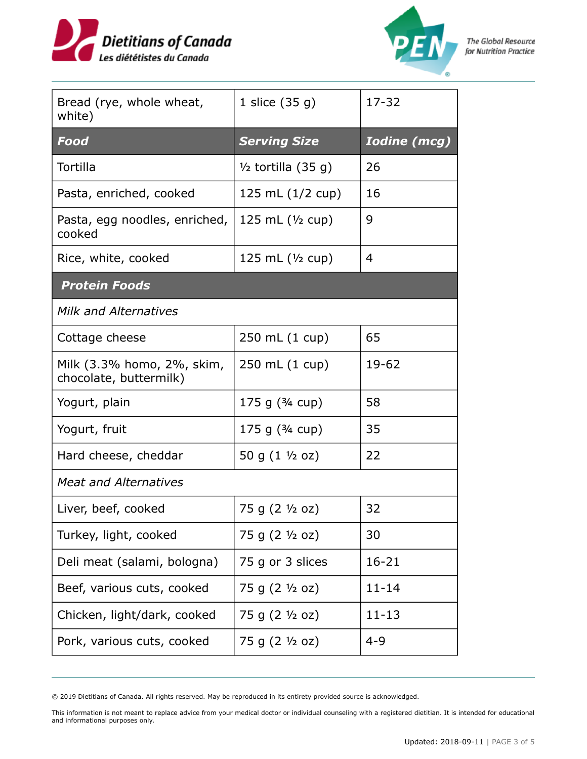| Bread (rye, whole wheat, white) | 1 slice (35 g) | 17-32 |
|---|---|---|
| ***Food*** | ***Serving Size*** | ***Iodine (mcg)*** |
| Tortilla | ½ tortilla (35 g) | 26 |
| Pasta, enriched, cooked | 125 mL (1/2 cup) | 16 |
| Pasta, egg noodles, enriched, cooked | 125 mL (½ cup) | 9 |
| Rice, white, cooked | 125 mL (½ cup) | 4 |
| ***Protein Foods*** | | |
| *Milk and Alternatives* | | |
| Cottage cheese | 250 mL (1 cup) | 65 |
| Milk (3.3% homo, 2%, skim, chocolate, buttermilk) | 250 mL (1 cup) | 19-62 |
| Yogurt, plain | 175 g (¾ cup) | 58 |
| Yogurt, fruit | 175 g (¾ cup) | 35 |
| Hard cheese, cheddar | 50 g (1 ½ oz) | 22 |
| *Meat and Alternatives* | | |
| Liver, beef, cooked | 75 g (2 ½ oz) | 32 |
| Turkey, light, cooked | 75 g (2 ½ oz) | 30 |
| Deli meat (salami, bologna) | 75 g or 3 slices | 16-21 |
| Beef, various cuts, cooked | 75 g (2 ½ oz) | 11-14 |
| Chicken, light/dark, cooked | 75 g (2 ½ oz) | 11-13 |
| Pork, various cuts, cooked | 75 g (2 ½ oz) | 4-9 |

© 2019 Dietitians of Canada. All rights reserved. May be reproduced in its entirety provided source is acknowledged.

This information is not meant to replace advice from your medical doctor or individual counseling with a registered dietitian. It is intended for educational and informational purposes only.

Updated: 2018-09-11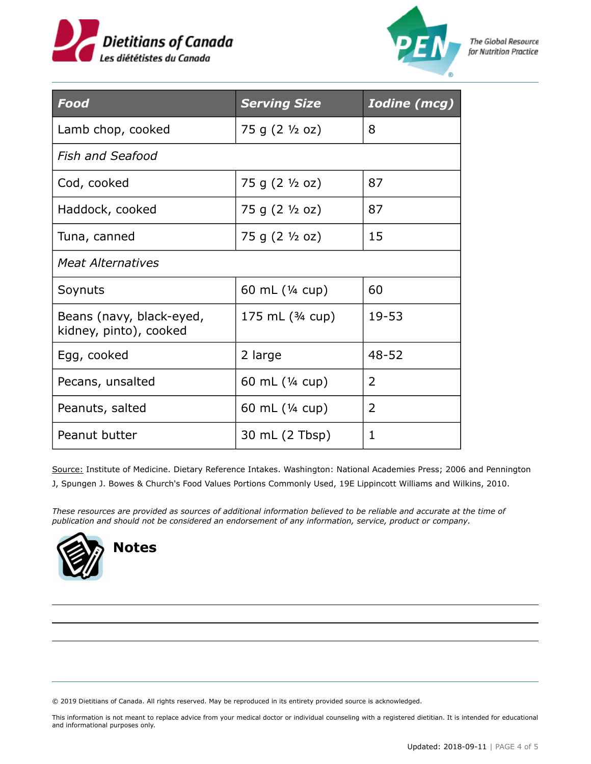| Food | Serving Size | Iodine (mcg) |
|---|---|---|
| Lamb chop, cooked | 75 g (2 ½ oz) | 8 |
| *Fish and Seafood* | | |
| Cod, cooked | 75 g (2 ½ oz) | 87 |
| Haddock, cooked | 75 g (2 ½ oz) | 87 |
| Tuna, canned | 75 g (2 ½ oz) | 15 |
| *Meat Alternatives* | | |
| Soynuts | 60 mL (¼ cup) | 60 |
| Beans (navy, black-eyed, kidney, pinto), cooked | 175 mL (¾ cup) | 19-53 |
| Egg, cooked | 2 large | 48-52 |
| Pecans, unsalted | 60 mL (¼ cup) | 2 |
| Peanuts, salted | 60 mL (¼ cup) | 2 |
| Peanut butter | 30 mL (2 Tbsp) | 1 |

Source: Institute of Medicine. Dietary Reference Intakes. Washington: National Academies Press; 2006 and Pennington J, Spungen J. Bowes & Church's Food Values Portions Commonly Used, 19E Lippincott Williams and Wilkins, 2010.

*These resources are provided as sources of additional information believed to be reliable and accurate at the time of publication and should not be considered an endorsement of any information, service, product or company.*

## Notes

© 2019 Dietitians of Canada. All rights reserved. May be reproduced in its entirety provided source is acknowledged.

This information is not meant to replace advice from your medical doctor or individual counseling with a registered dietitian. It is intended for educational and informational purposes only.

Updated: 2018-09-11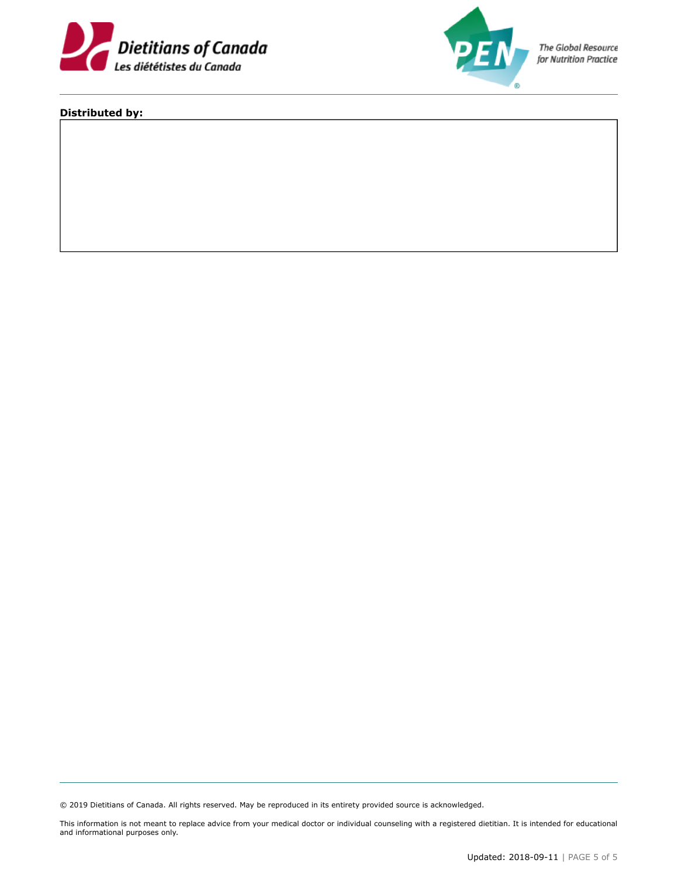**Distributed by:**

© 2019 Dietitians of Canada. All rights reserved. May be reproduced in its entirety provided source is acknowledged.

This information is not meant to replace advice from your medical doctor or individual counseling with a registered dietitian. It is intended for educational and informational purposes only.

Updated: 2018-09-11